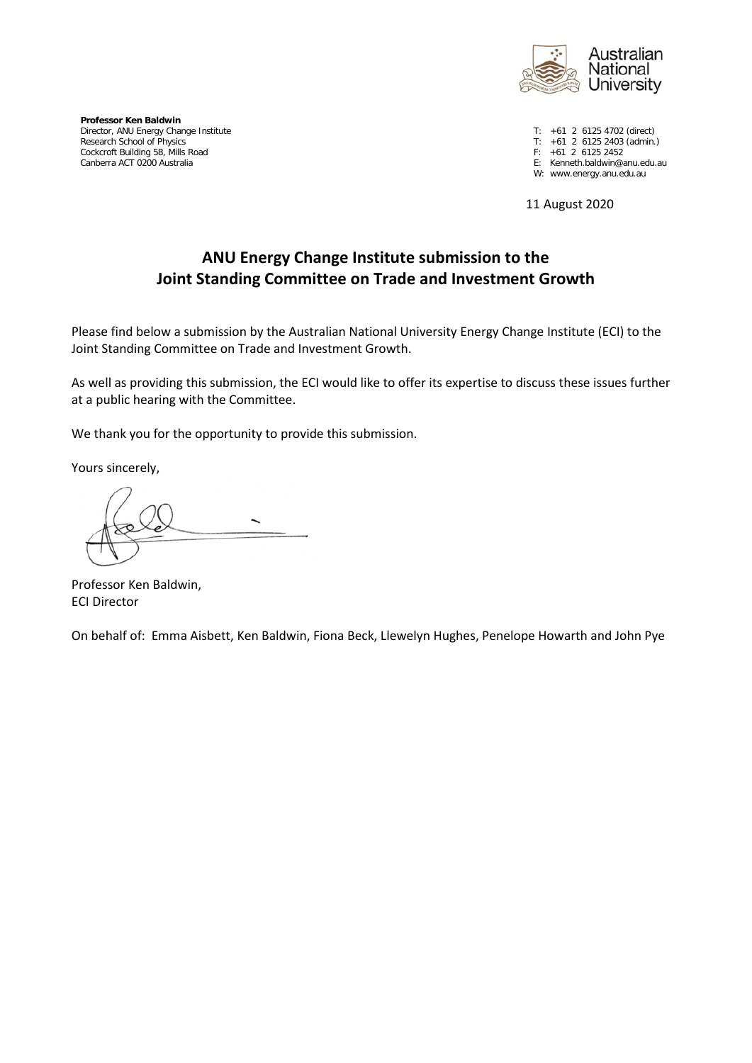Australian National University

**Professor Ken Baldwin**
Director, ANU Energy Change Institute
Research School of Physics
Cockcroft Building 58, Mills Road
Canberra ACT 0200 Australia

T: +61 2 6125 4702 (direct)
T: +61 2 6125 2403 (admin.)
F: +61 2 6125 2452
E: Kenneth.baldwin@anu.edu.au
W: www.energy.anu.edu.au

11 August 2020

# ANU Energy Change Institute submission to the Joint Standing Committee on Trade and Investment Growth

Please find below a submission by the Australian National University Energy Change Institute (ECI) to the Joint Standing Committee on Trade and Investment Growth.

As well as providing this submission, the ECI would like to offer its expertise to discuss these issues further at a public hearing with the Committee.

We thank you for the opportunity to provide this submission.

Yours sincerely,

Professor Ken Baldwin,
ECI Director

On behalf of: Emma Aisbett, Ken Baldwin, Fiona Beck, Llewelyn Hughes, Penelope Howarth and John Pye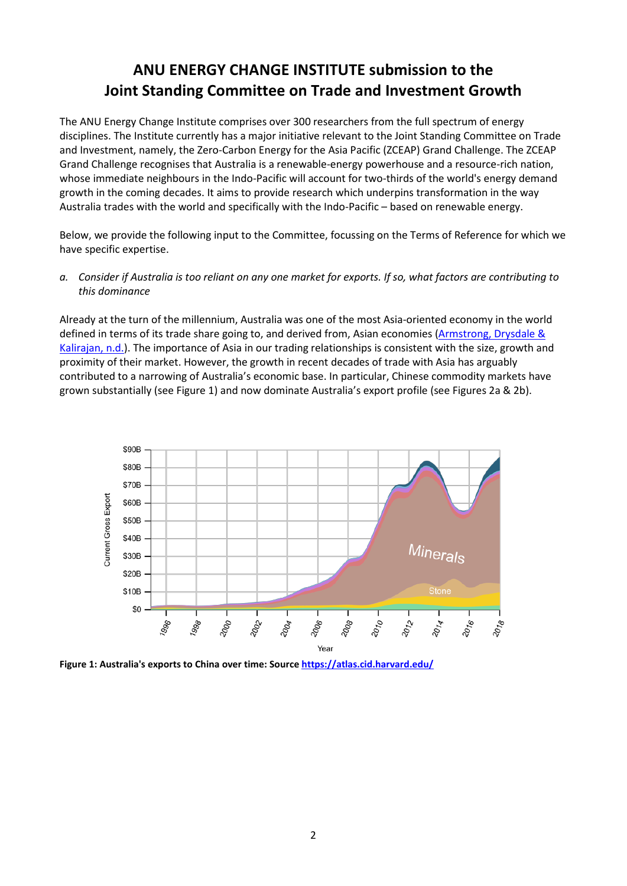# ANU ENERGY CHANGE INSTITUTE submission to the Joint Standing Committee on Trade and Investment Growth

The ANU Energy Change Institute comprises over 300 researchers from the full spectrum of energy disciplines. The Institute currently has a major initiative relevant to the Joint Standing Committee on Trade and Investment, namely, the Zero-Carbon Energy for the Asia Pacific (ZCEAP) Grand Challenge. The ZCEAP Grand Challenge recognises that Australia is a renewable-energy powerhouse and a resource-rich nation, whose immediate neighbours in the Indo-Pacific will account for two-thirds of the world's energy demand growth in the coming decades. It aims to provide research which underpins transformation in the way Australia trades with the world and specifically with the Indo-Pacific – based on renewable energy.

Below, we provide the following input to the Committee, focussing on the Terms of Reference for which we have specific expertise.

*a. Consider if Australia is too reliant on any one market for exports. If so, what factors are contributing to this dominance*

Already at the turn of the millennium, Australia was one of the most Asia-oriented economy in the world defined in terms of its trade share going to, and derived from, Asian economies (Armstrong, Drysdale & Kalirajan, n.d.). The importance of Asia in our trading relationships is consistent with the size, growth and proximity of their market. However, the growth in recent decades of trade with Asia has arguably contributed to a narrowing of Australia's economic base. In particular, Chinese commodity markets have grown substantially (see Figure 1) and now dominate Australia's export profile (see Figures 2a & 2b).

**Figure 1: Australia's exports to China over time: Source https://atlas.cid.harvard.edu/**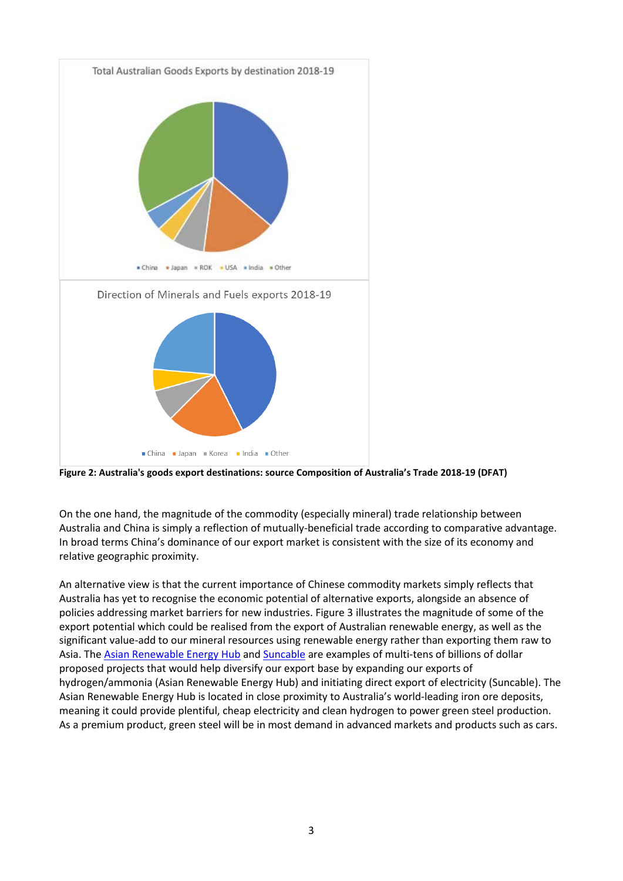Total Australian Goods Exports by destination 2018-19

China · Japan · ROK · USA · India · Other

Direction of Minerals and Fuels exports 2018-19

China · Japan · Korea · India · Other

**Figure 2: Australia's goods export destinations: source Composition of Australia's Trade 2018-19 (DFAT)**

On the one hand, the magnitude of the commodity (especially mineral) trade relationship between Australia and China is simply a reflection of mutually-beneficial trade according to comparative advantage. In broad terms China's dominance of our export market is consistent with the size of its economy and relative geographic proximity.

An alternative view is that the current importance of Chinese commodity markets simply reflects that Australia has yet to recognise the economic potential of alternative exports, alongside an absence of policies addressing market barriers for new industries. Figure 3 illustrates the magnitude of some of the export potential which could be realised from the export of Australian renewable energy, as well as the significant value-add to our mineral resources using renewable energy rather than exporting them raw to Asia. The Asian Renewable Energy Hub and Suncable are examples of multi-tens of billions of dollar proposed projects that would help diversify our export base by expanding our exports of hydrogen/ammonia (Asian Renewable Energy Hub) and initiating direct export of electricity (Suncable). The Asian Renewable Energy Hub is located in close proximity to Australia's world-leading iron ore deposits, meaning it could provide plentiful, cheap electricity and clean hydrogen to power green steel production. As a premium product, green steel will be in most demand in advanced markets and products such as cars.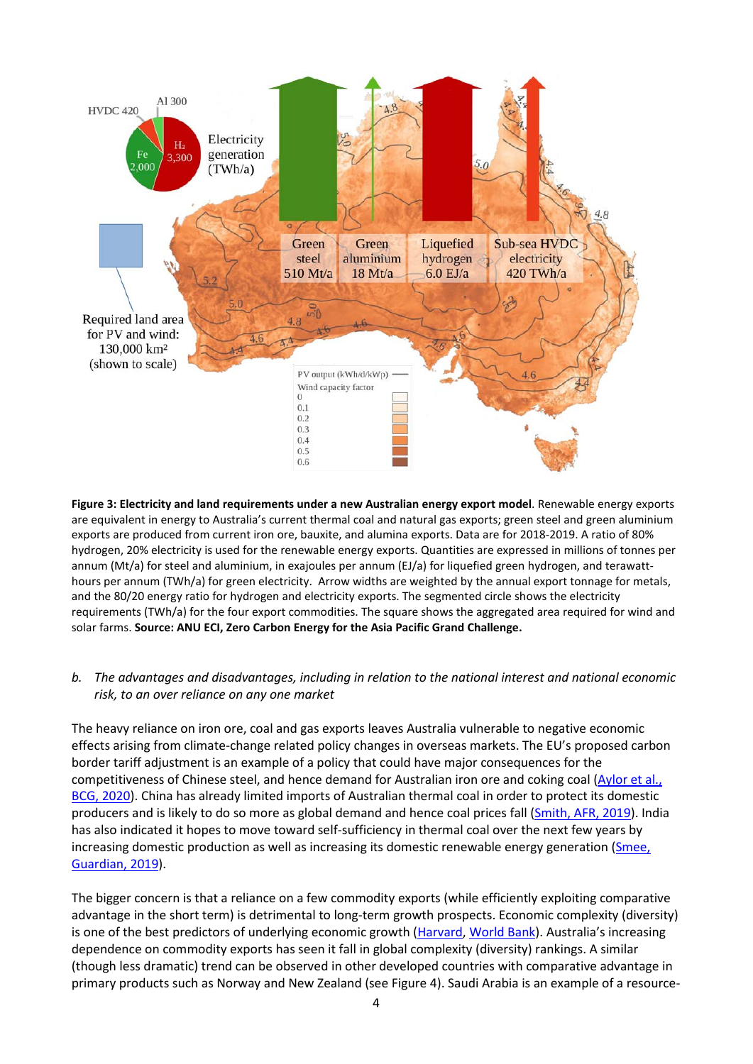**Figure 3: Electricity and land requirements under a new Australian energy export model**. Renewable energy exports are equivalent in energy to Australia's current thermal coal and natural gas exports; green steel and green aluminium exports are produced from current iron ore, bauxite, and alumina exports. Data are for 2018-2019. A ratio of 80% hydrogen, 20% electricity is used for the renewable energy exports. Quantities are expressed in millions of tonnes per annum (Mt/a) for steel and aluminium, in exajoules per annum (EJ/a) for liquefied green hydrogen, and terawatt-hours per annum (TWh/a) for green electricity. Arrow widths are weighted by the annual export tonnage for metals, and the 80/20 energy ratio for hydrogen and electricity exports. The segmented circle shows the electricity requirements (TWh/a) for the four export commodities. The square shows the aggregated area required for wind and solar farms. **Source: ANU ECI, Zero Carbon Energy for the Asia Pacific Grand Challenge.**

b. *The advantages and disadvantages, including in relation to the national interest and national economic risk, to an over reliance on any one market*

The heavy reliance on iron ore, coal and gas exports leaves Australia vulnerable to negative economic effects arising from climate-change related policy changes in overseas markets. The EU's proposed carbon border tariff adjustment is an example of a policy that could have major consequences for the competitiveness of Chinese steel, and hence demand for Australian iron ore and coking coal (Aylor et al., BCG, 2020). China has already limited imports of Australian thermal coal in order to protect its domestic producers and is likely to do so more as global demand and hence coal prices fall (Smith, AFR, 2019). India has also indicated it hopes to move toward self-sufficiency in thermal coal over the next few years by increasing domestic production as well as increasing its domestic renewable energy generation (Smee, Guardian, 2019).

The bigger concern is that a reliance on a few commodity exports (while efficiently exploiting comparative advantage in the short term) is detrimental to long-term growth prospects. Economic complexity (diversity) is one of the best predictors of underlying economic growth (Harvard, World Bank). Australia's increasing dependence on commodity exports has seen it fall in global complexity (diversity) rankings. A similar (though less dramatic) trend can be observed in other developed countries with comparative advantage in primary products such as Norway and New Zealand (see Figure 4). Saudi Arabia is an example of a resource-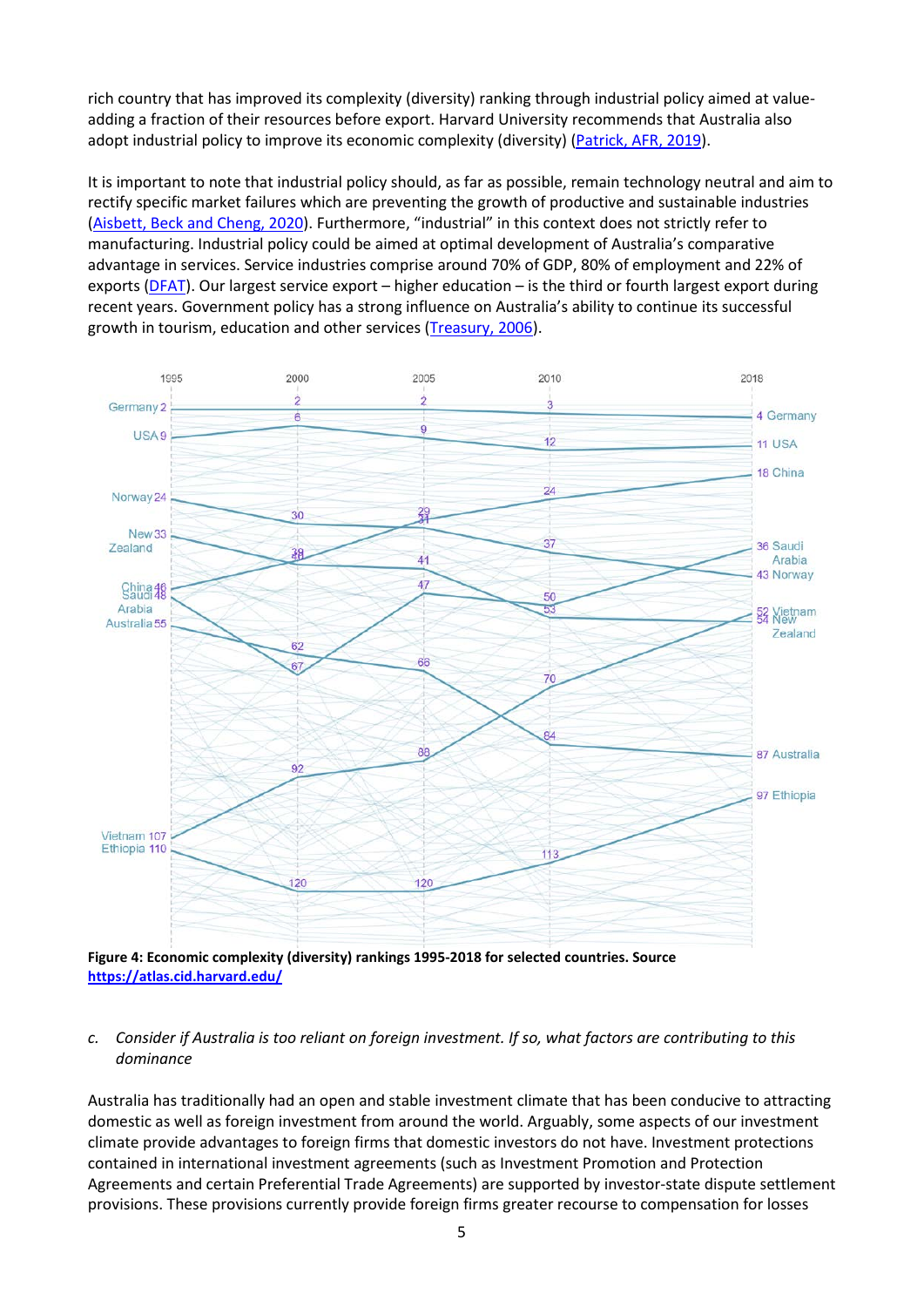rich country that has improved its complexity (diversity) ranking through industrial policy aimed at value-adding a fraction of their resources before export. Harvard University recommends that Australia also adopt industrial policy to improve its economic complexity (diversity) ([Patrick, AFR, 2019](#)).

It is important to note that industrial policy should, as far as possible, remain technology neutral and aim to rectify specific market failures which are preventing the growth of productive and sustainable industries ([Aisbett, Beck and Cheng, 2020](#)). Furthermore, "industrial" in this context does not strictly refer to manufacturing. Industrial policy could be aimed at optimal development of Australia's comparative advantage in services. Service industries comprise around 70% of GDP, 80% of employment and 22% of exports ([DFAT](#)). Our largest service export – higher education – is the third or fourth largest export during recent years. Government policy has a strong influence on Australia's ability to continue its successful growth in tourism, education and other services ([Treasury, 2006](#)).

**Figure 4: Economic complexity (diversity) rankings 1995-2018 for selected countries. Source [https://atlas.cid.harvard.edu/](https://atlas.cid.harvard.edu/)**

c. *Consider if Australia is too reliant on foreign investment. If so, what factors are contributing to this dominance*

Australia has traditionally had an open and stable investment climate that has been conducive to attracting domestic as well as foreign investment from around the world. Arguably, some aspects of our investment climate provide advantages to foreign firms that domestic investors do not have. Investment protections contained in international investment agreements (such as Investment Promotion and Protection Agreements and certain Preferential Trade Agreements) are supported by investor-state dispute settlement provisions. These provisions currently provide foreign firms greater recourse to compensation for losses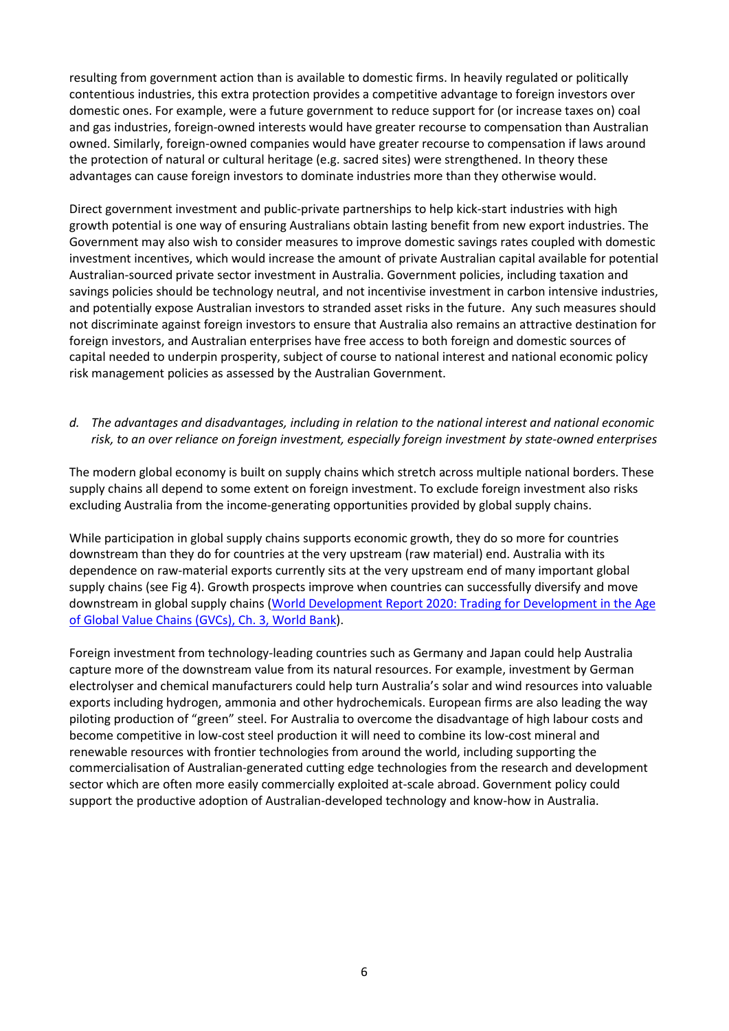resulting from government action than is available to domestic firms. In heavily regulated or politically contentious industries, this extra protection provides a competitive advantage to foreign investors over domestic ones. For example, were a future government to reduce support for (or increase taxes on) coal and gas industries, foreign-owned interests would have greater recourse to compensation than Australian owned. Similarly, foreign-owned companies would have greater recourse to compensation if laws around the protection of natural or cultural heritage (e.g. sacred sites) were strengthened. In theory these advantages can cause foreign investors to dominate industries more than they otherwise would.

Direct government investment and public-private partnerships to help kick-start industries with high growth potential is one way of ensuring Australians obtain lasting benefit from new export industries. The Government may also wish to consider measures to improve domestic savings rates coupled with domestic investment incentives, which would increase the amount of private Australian capital available for potential Australian-sourced private sector investment in Australia. Government policies, including taxation and savings policies should be technology neutral, and not incentivise investment in carbon intensive industries, and potentially expose Australian investors to stranded asset risks in the future. Any such measures should not discriminate against foreign investors to ensure that Australia also remains an attractive destination for foreign investors, and Australian enterprises have free access to both foreign and domestic sources of capital needed to underpin prosperity, subject of course to national interest and national economic policy risk management policies as assessed by the Australian Government.

*d. The advantages and disadvantages, including in relation to the national interest and national economic risk, to an over reliance on foreign investment, especially foreign investment by state-owned enterprises*

The modern global economy is built on supply chains which stretch across multiple national borders. These supply chains all depend to some extent on foreign investment. To exclude foreign investment also risks excluding Australia from the income-generating opportunities provided by global supply chains.

While participation in global supply chains supports economic growth, they do so more for countries downstream than they do for countries at the very upstream (raw material) end. Australia with its dependence on raw-material exports currently sits at the very upstream end of many important global supply chains (see Fig 4). Growth prospects improve when countries can successfully diversify and move downstream in global supply chains (World Development Report 2020: Trading for Development in the Age of Global Value Chains (GVCs), Ch. 3, World Bank).

Foreign investment from technology-leading countries such as Germany and Japan could help Australia capture more of the downstream value from its natural resources. For example, investment by German electrolyser and chemical manufacturers could help turn Australia's solar and wind resources into valuable exports including hydrogen, ammonia and other hydrochemicals. European firms are also leading the way piloting production of "green" steel. For Australia to overcome the disadvantage of high labour costs and become competitive in low-cost steel production it will need to combine its low-cost mineral and renewable resources with frontier technologies from around the world, including supporting the commercialisation of Australian-generated cutting edge technologies from the research and development sector which are often more easily commercially exploited at-scale abroad. Government policy could support the productive adoption of Australian-developed technology and know-how in Australia.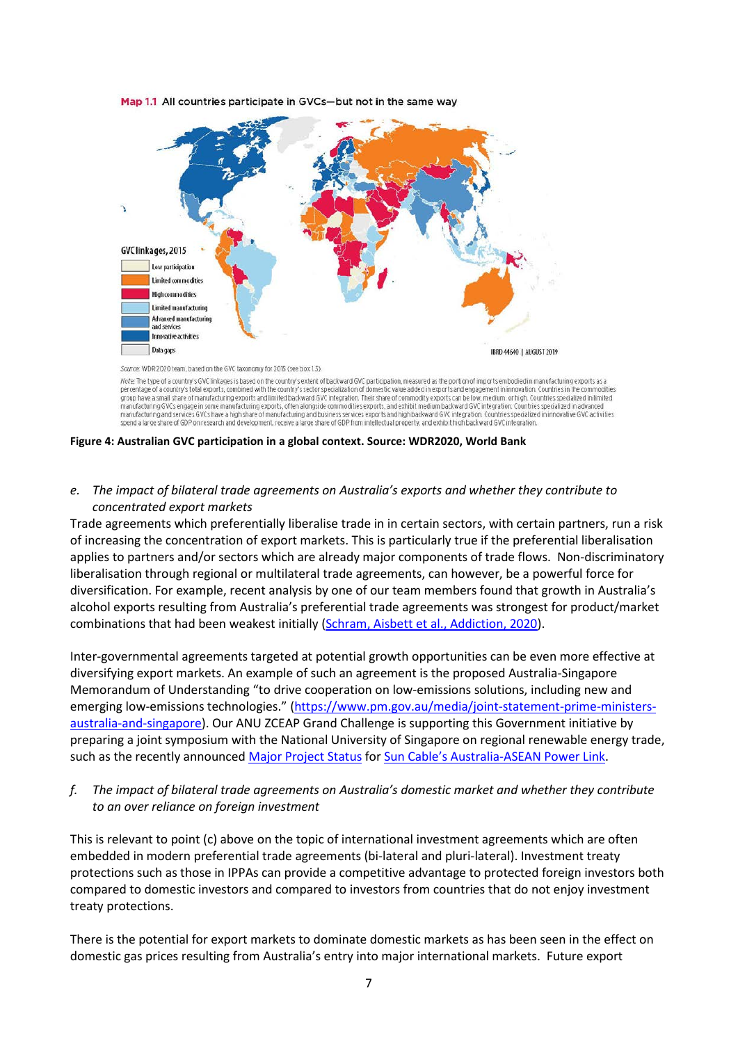**Map 1.1** All countries participate in GVCs—but not in the same way

GVC linkages, 2015

- Low participation
- Limited commodities
- High commodities
- Limited manufacturing
- Advanced manufacturing and services
- Innovative activities
- Data gaps

IBRD 44640 | AUGUST 2019

*Source:* WDR 2020 team, based on the GVC taxonomy for 2015 (see box 1.3).

*Note:* The type of a country's GVC linkages is based on the country's extent of backward GVC participation, measured as the portion of imports embodied in manufacturing exports as a percentage of a country's total exports, combined with the country's sector specialization of domestic value added in exports and engagement in innovation. Countries in the commodities group have a small share of manufacturing exports and limited backward GVC integration. Their share of commodity exports can be low, medium, or high. Countries specialized in limited manufacturing GVCs engage in some manufacturing exports, often alongside commodities exports, and exhibit medium backward GVC integration. Countries specialized in advanced manufacturing and services GVCs have a high share of manufacturing and business services exports and high backward GVC integration. Countries specialized in innovative GVC activities spend a large share of GDP on research and development, receive a large share of GDP from intellectual property, and exhibit high backward GVC integration.

**Figure 4: Australian GVC participation in a global context. Source: WDR2020, World Bank**

*e. The impact of bilateral trade agreements on Australia's exports and whether they contribute to concentrated export markets*

Trade agreements which preferentially liberalise trade in in certain sectors, with certain partners, run a risk of increasing the concentration of export markets. This is particularly true if the preferential liberalisation applies to partners and/or sectors which are already major components of trade flows. Non-discriminatory liberalisation through regional or multilateral trade agreements, can however, be a powerful force for diversification. For example, recent analysis by one of our team members found that growth in Australia's alcohol exports resulting from Australia's preferential trade agreements was strongest for product/market combinations that had been weakest initially (Schram, Aisbett et al., Addiction, 2020).

Inter-governmental agreements targeted at potential growth opportunities can be even more effective at diversifying export markets. An example of such an agreement is the proposed Australia-Singapore Memorandum of Understanding "to drive cooperation on low-emissions solutions, including new and emerging low-emissions technologies." (https://www.pm.gov.au/media/joint-statement-prime-ministers-australia-and-singapore). Our ANU ZCEAP Grand Challenge is supporting this Government initiative by preparing a joint symposium with the National University of Singapore on regional renewable energy trade, such as the recently announced Major Project Status for Sun Cable's Australia-ASEAN Power Link.

*f. The impact of bilateral trade agreements on Australia's domestic market and whether they contribute to an over reliance on foreign investment*

This is relevant to point (c) above on the topic of international investment agreements which are often embedded in modern preferential trade agreements (bi-lateral and pluri-lateral). Investment treaty protections such as those in IPPAs can provide a competitive advantage to protected foreign investors both compared to domestic investors and compared to investors from countries that do not enjoy investment treaty protections.

There is the potential for export markets to dominate domestic markets as has been seen in the effect on domestic gas prices resulting from Australia's entry into major international markets. Future export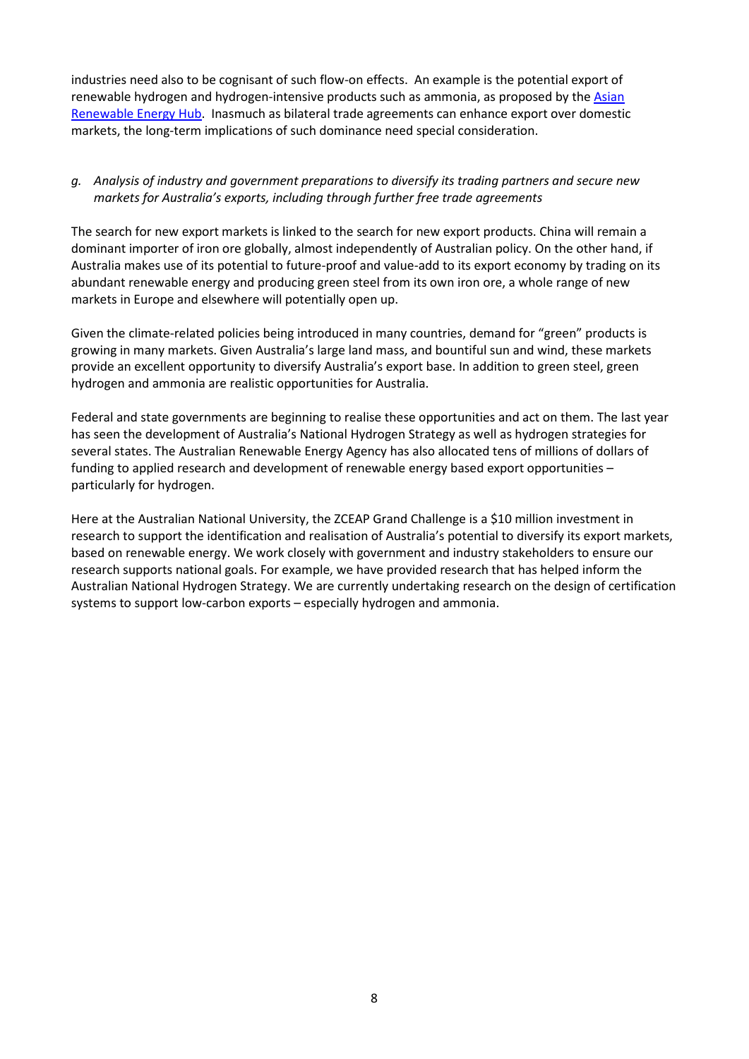industries need also to be cognisant of such flow-on effects. An example is the potential export of renewable hydrogen and hydrogen-intensive products such as ammonia, as proposed by the [Asian Renewable Energy Hub](). Inasmuch as bilateral trade agreements can enhance export over domestic markets, the long-term implications of such dominance need special consideration.

*g. Analysis of industry and government preparations to diversify its trading partners and secure new markets for Australia's exports, including through further free trade agreements*

The search for new export markets is linked to the search for new export products. China will remain a dominant importer of iron ore globally, almost independently of Australian policy. On the other hand, if Australia makes use of its potential to future-proof and value-add to its export economy by trading on its abundant renewable energy and producing green steel from its own iron ore, a whole range of new markets in Europe and elsewhere will potentially open up.

Given the climate-related policies being introduced in many countries, demand for "green" products is growing in many markets. Given Australia's large land mass, and bountiful sun and wind, these markets provide an excellent opportunity to diversify Australia's export base. In addition to green steel, green hydrogen and ammonia are realistic opportunities for Australia.

Federal and state governments are beginning to realise these opportunities and act on them. The last year has seen the development of Australia's National Hydrogen Strategy as well as hydrogen strategies for several states. The Australian Renewable Energy Agency has also allocated tens of millions of dollars of funding to applied research and development of renewable energy based export opportunities – particularly for hydrogen.

Here at the Australian National University, the ZCEAP Grand Challenge is a $10 million investment in research to support the identification and realisation of Australia's potential to diversify its export markets, based on renewable energy. We work closely with government and industry stakeholders to ensure our research supports national goals. For example, we have provided research that has helped inform the Australian National Hydrogen Strategy. We are currently undertaking research on the design of certification systems to support low-carbon exports – especially hydrogen and ammonia.